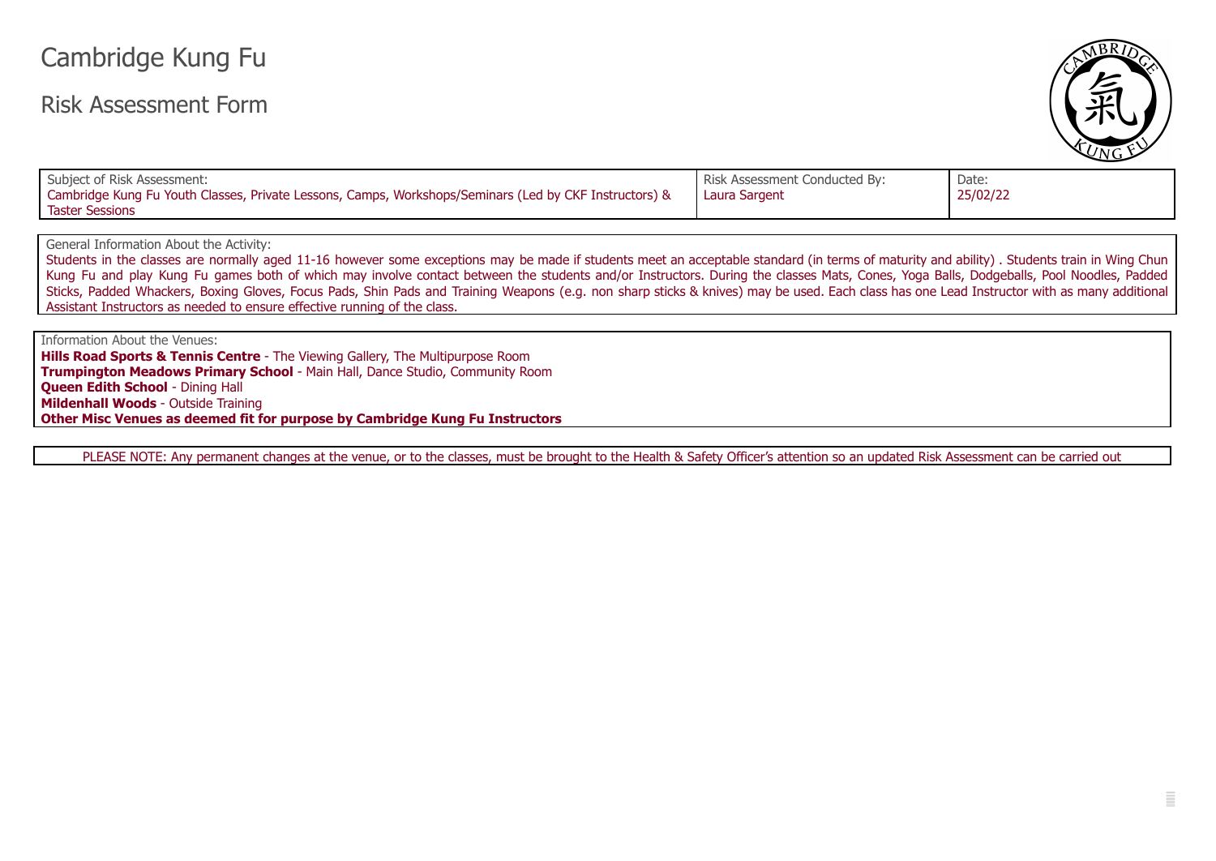# Cambridge Kung Fu

## Risk Assessment Form

| Subject of Risk Assessment: Cambridge Kung Fu Youth Classes, Private Lessons, Camps, Workshops/Seminars (Led by CKF Instructors) & Taster Sessions | Risk Assessment Conducted By: Laura Sargent | Date: 25/02/22 |
|---|---|---|

**General Information About the Activity:**

Students in the classes are normally aged 11-16 however some exceptions may be made if students meet an acceptable standard (in terms of maturity and ability) . Students train in Wing Chun Kung Fu and play Kung Fu games both of which may involve contact between the students and/or Instructors. During the classes Mats, Cones, Yoga Balls, Dodgeballs, Pool Noodles, Padded Sticks, Padded Whackers, Boxing Gloves, Focus Pads, Shin Pads and Training Weapons (e.g. non sharp sticks & knives) may be used. Each class has one Lead Instructor with as many additional Assistant Instructors as needed to ensure effective running of the class.

**Information About the Venues:**

**Hills Road Sports & Tennis Centre** - The Viewing Gallery, The Multipurpose Room
**Trumpington Meadows Primary School** - Main Hall, Dance Studio, Community Room
**Queen Edith School** - Dining Hall
**Mildenhall Woods** - Outside Training
**Other Misc Venues as deemed fit for purpose by Cambridge Kung Fu Instructors**

PLEASE NOTE: Any permanent changes at the venue, or to the classes, must be brought to the Health & Safety Officer's attention so an updated Risk Assessment can be carried out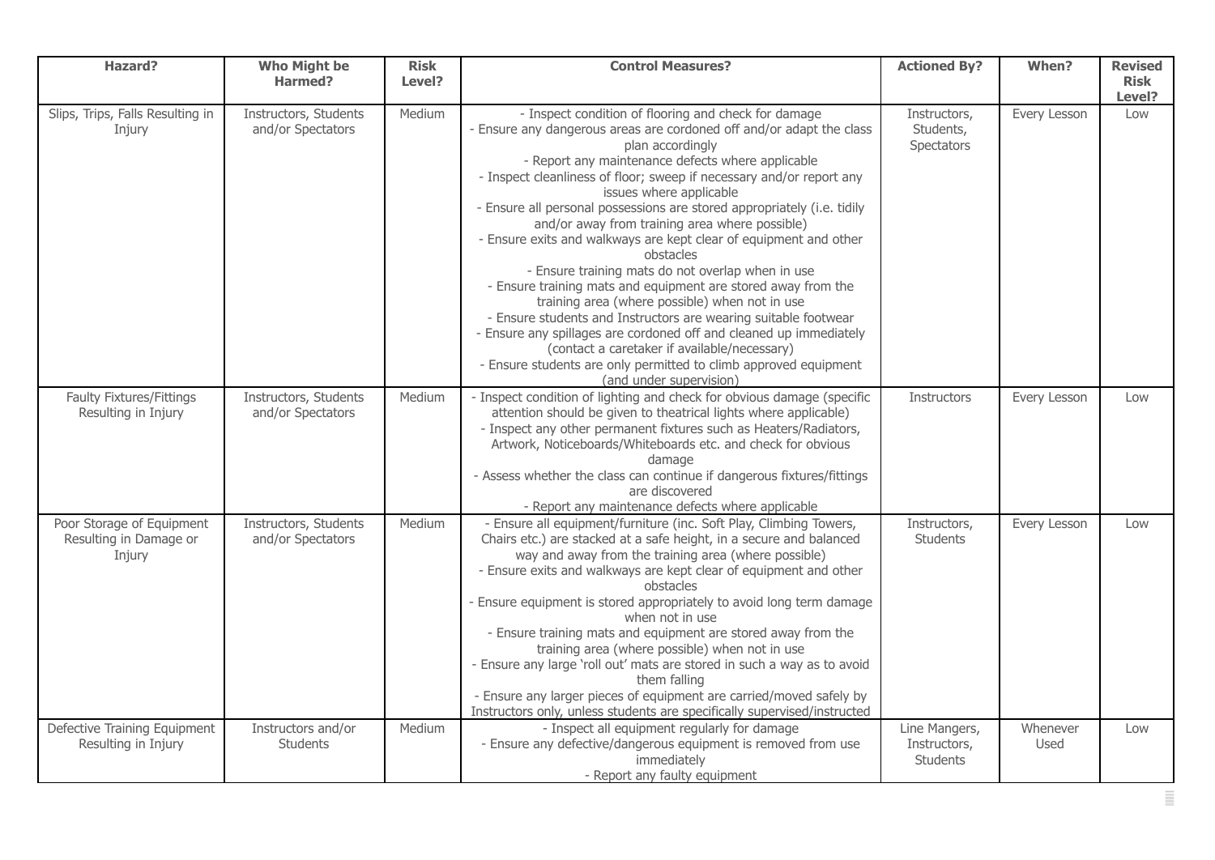| Hazard? | Who Might be Harmed? | Risk Level? | Control Measures? | Actioned By? | When? | Revised Risk Level? |
|---|---|---|---|---|---|---|
| Slips, Trips, Falls Resulting in Injury | Instructors, Students and/or Spectators | Medium | - Inspect condition of flooring and check for damage<br>- Ensure any dangerous areas are cordoned off and/or adapt the class plan accordingly<br>- Report any maintenance defects where applicable<br>- Inspect cleanliness of floor; sweep if necessary and/or report any issues where applicable<br>- Ensure all personal possessions are stored appropriately (i.e. tidily and/or away from training area where possible)<br>- Ensure exits and walkways are kept clear of equipment and other obstacles<br>- Ensure training mats do not overlap when in use<br>- Ensure training mats and equipment are stored away from the training area (where possible) when not in use<br>- Ensure students and Instructors are wearing suitable footwear<br>- Ensure any spillages are cordoned off and cleaned up immediately (contact a caretaker if available/necessary)<br>- Ensure students are only permitted to climb approved equipment (and under supervision) | Instructors, Students, Spectators | Every Lesson | Low |
| Faulty Fixtures/Fittings Resulting in Injury | Instructors, Students and/or Spectators | Medium | - Inspect condition of lighting and check for obvious damage (specific attention should be given to theatrical lights where applicable)<br>- Inspect any other permanent fixtures such as Heaters/Radiators, Artwork, Noticeboards/Whiteboards etc. and check for obvious damage<br>- Assess whether the class can continue if dangerous fixtures/fittings are discovered<br>- Report any maintenance defects where applicable | Instructors | Every Lesson | Low |
| Poor Storage of Equipment Resulting in Damage or Injury | Instructors, Students and/or Spectators | Medium | - Ensure all equipment/furniture (inc. Soft Play, Climbing Towers, Chairs etc.) are stacked at a safe height, in a secure and balanced way and away from the training area (where possible)<br>- Ensure exits and walkways are kept clear of equipment and other obstacles<br>- Ensure equipment is stored appropriately to avoid long term damage when not in use<br>- Ensure training mats and equipment are stored away from the training area (where possible) when not in use<br>- Ensure any large 'roll out' mats are stored in such a way as to avoid them falling<br>- Ensure any larger pieces of equipment are carried/moved safely by Instructors only, unless students are specifically supervised/instructed | Instructors, Students | Every Lesson | Low |
| Defective Training Equipment Resulting in Injury | Instructors and/or Students | Medium | - Inspect all equipment regularly for damage<br>- Ensure any defective/dangerous equipment is removed from use immediately<br>- Report any faulty equipment | Line Mangers, Instructors, Students | Whenever Used | Low |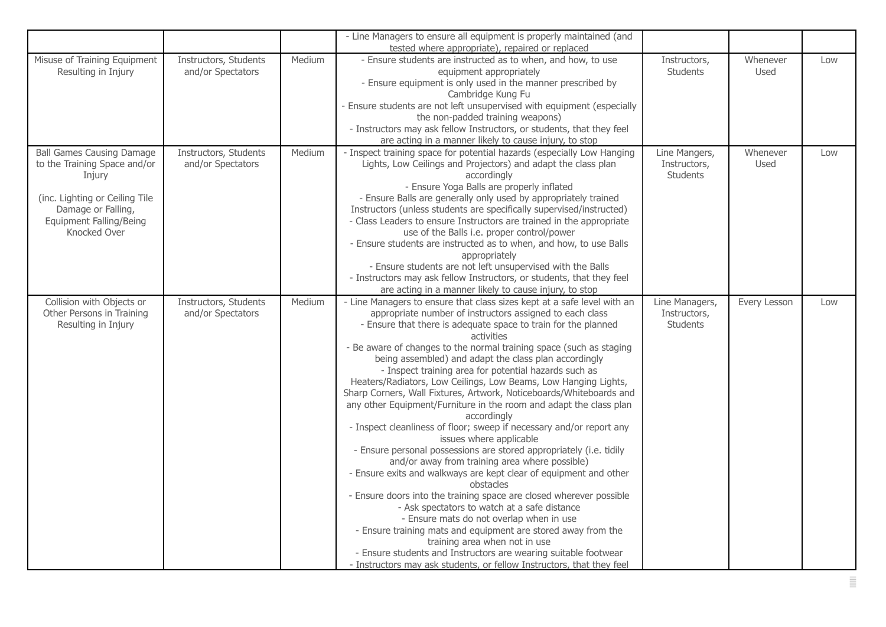| | | | - Line Managers to ensure all equipment is properly maintained (and tested where appropriate), repaired or replaced | | | |
|---|---|---|---|---|---|---|
| Misuse of Training Equipment Resulting in Injury | Instructors, Students and/or Spectators | Medium | - Ensure students are instructed as to when, and how, to use equipment appropriately<br>- Ensure equipment is only used in the manner prescribed by Cambridge Kung Fu<br>- Ensure students are not left unsupervised with equipment (especially the non-padded training weapons)<br>- Instructors may ask fellow Instructors, or students, that they feel are acting in a manner likely to cause injury, to stop | Instructors, Students | Whenever Used | Low |
| Ball Games Causing Damage to the Training Space and/or Injury<br><br>(inc. Lighting or Ceiling Tile Damage or Falling, Equipment Falling/Being Knocked Over | Instructors, Students and/or Spectators | Medium | - Inspect training space for potential hazards (especially Low Hanging Lights, Low Ceilings and Projectors) and adapt the class plan accordingly<br>- Ensure Yoga Balls are properly inflated<br>- Ensure Balls are generally only used by appropriately trained Instructors (unless students are specifically supervised/instructed)<br>- Class Leaders to ensure Instructors are trained in the appropriate use of the Balls i.e. proper control/power<br>- Ensure students are instructed as to when, and how, to use Balls appropriately<br>- Ensure students are not left unsupervised with the Balls<br>- Instructors may ask fellow Instructors, or students, that they feel are acting in a manner likely to cause injury, to stop | Line Mangers, Instructors, Students | Whenever Used | Low |
| Collision with Objects or Other Persons in Training Resulting in Injury | Instructors, Students and/or Spectators | Medium | - Line Managers to ensure that class sizes kept at a safe level with an appropriate number of instructors assigned to each class<br>- Ensure that there is adequate space to train for the planned activities<br>- Be aware of changes to the normal training space (such as staging being assembled) and adapt the class plan accordingly<br>- Inspect training area for potential hazards such as Heaters/Radiators, Low Ceilings, Low Beams, Low Hanging Lights, Sharp Corners, Wall Fixtures, Artwork, Noticeboards/Whiteboards and any other Equipment/Furniture in the room and adapt the class plan accordingly<br>- Inspect cleanliness of floor; sweep if necessary and/or report any issues where applicable<br>- Ensure personal possessions are stored appropriately (i.e. tidily and/or away from training area where possible)<br>- Ensure exits and walkways are kept clear of equipment and other obstacles<br>- Ensure doors into the training space are closed wherever possible<br>- Ask spectators to watch at a safe distance<br>- Ensure mats do not overlap when in use<br>- Ensure training mats and equipment are stored away from the training area when not in use<br>- Ensure students and Instructors are wearing suitable footwear<br>- Instructors may ask students, or fellow Instructors, that they feel | Line Managers, Instructors, Students | Every Lesson | Low |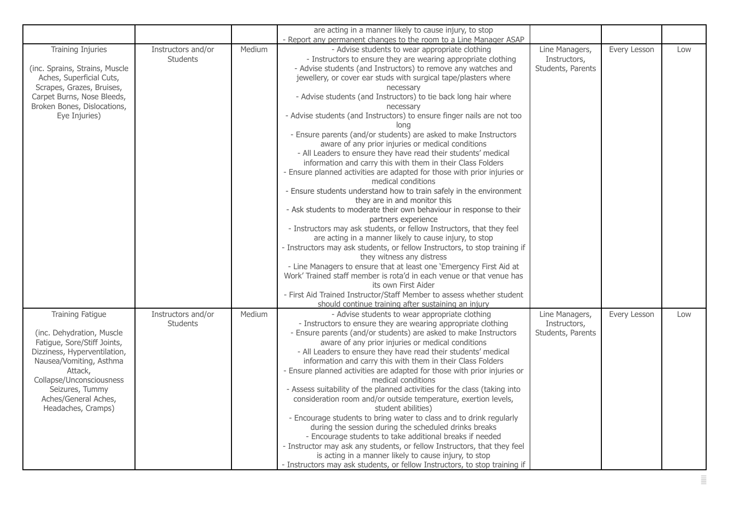|  |  |  | are acting in a manner likely to cause injury, to stop<br>- Report any permanent changes to the room to a Line Manager ASAP |  |  |  |
|---|---|---|---|---|---|---|
| Training Injuries<br><br>(inc. Sprains, Strains, Muscle Aches, Superficial Cuts, Scrapes, Grazes, Bruises, Carpet Burns, Nose Bleeds, Broken Bones, Dislocations, Eye Injuries) | Instructors and/or Students | Medium | - Advise students to wear appropriate clothing<br>- Instructors to ensure they are wearing appropriate clothing<br>- Advise students (and Instructors) to remove any watches and jewellery, or cover ear studs with surgical tape/plasters where necessary<br>- Advise students (and Instructors) to tie back long hair where necessary<br>- Advise students (and Instructors) to ensure finger nails are not too long<br>- Ensure parents (and/or students) are asked to make Instructors aware of any prior injuries or medical conditions<br>- All Leaders to ensure they have read their students' medical information and carry this with them in their Class Folders<br>- Ensure planned activities are adapted for those with prior injuries or medical conditions<br>- Ensure students understand how to train safely in the environment they are in and monitor this<br>- Ask students to moderate their own behaviour in response to their partners experience<br>- Instructors may ask students, or fellow Instructors, that they feel are acting in a manner likely to cause injury, to stop<br>- Instructors may ask students, or fellow Instructors, to stop training if they witness any distress<br>- Line Managers to ensure that at least one 'Emergency First Aid at Work' Trained staff member is rota'd in each venue or that venue has its own First Aider<br>- First Aid Trained Instructor/Staff Member to assess whether student should continue training after sustaining an injury | Line Managers, Instructors, Students, Parents | Every Lesson | Low |
| Training Fatigue<br><br>(inc. Dehydration, Muscle Fatigue, Sore/Stiff Joints, Dizziness, Hyperventilation, Nausea/Vomiting, Asthma Attack, Collapse/Unconsciousness Seizures, Tummy Aches/General Aches, Headaches, Cramps) | Instructors and/or Students | Medium | - Advise students to wear appropriate clothing<br>- Instructors to ensure they are wearing appropriate clothing<br>- Ensure parents (and/or students) are asked to make Instructors aware of any prior injuries or medical conditions<br>- All Leaders to ensure they have read their students' medical information and carry this with them in their Class Folders<br>- Ensure planned activities are adapted for those with prior injuries or medical conditions<br>- Assess suitability of the planned activities for the class (taking into consideration room and/or outside temperature, exertion levels, student abilities)<br>- Encourage students to bring water to class and to drink regularly during the session during the scheduled drinks breaks<br>- Encourage students to take additional breaks if needed<br>- Instructor may ask any students, or fellow Instructors, that they feel is acting in a manner likely to cause injury, to stop<br>- Instructors may ask students, or fellow Instructors, to stop training if | Line Managers, Instructors, Students, Parents | Every Lesson | Low |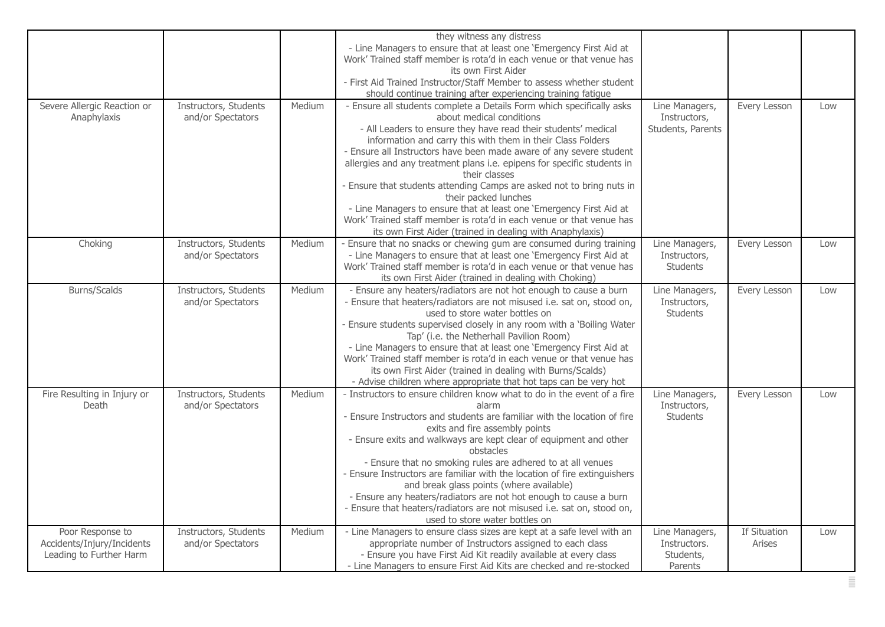| | | | they witness any distress<br>- Line Managers to ensure that at least one 'Emergency First Aid at Work' Trained staff member is rota'd in each venue or that venue has its own First Aider<br>- First Aid Trained Instructor/Staff Member to assess whether student should continue training after experiencing training fatigue | | | |
|---|---|---|---|---|---|---|
| Severe Allergic Reaction or Anaphylaxis | Instructors, Students and/or Spectators | Medium | - Ensure all students complete a Details Form which specifically asks about medical conditions<br>- All Leaders to ensure they have read their students' medical information and carry this with them in their Class Folders<br>- Ensure all Instructors have been made aware of any severe student allergies and any treatment plans i.e. epipens for specific students in their classes<br>- Ensure that students attending Camps are asked not to bring nuts in their packed lunches<br>- Line Managers to ensure that at least one 'Emergency First Aid at Work' Trained staff member is rota'd in each venue or that venue has its own First Aider (trained in dealing with Anaphylaxis) | Line Managers, Instructors, Students, Parents | Every Lesson | Low |
| Choking | Instructors, Students and/or Spectators | Medium | - Ensure that no snacks or chewing gum are consumed during training<br>- Line Managers to ensure that at least one 'Emergency First Aid at Work' Trained staff member is rota'd in each venue or that venue has its own First Aider (trained in dealing with Choking) | Line Managers, Instructors, Students | Every Lesson | Low |
| Burns/Scalds | Instructors, Students and/or Spectators | Medium | - Ensure any heaters/radiators are not hot enough to cause a burn<br>- Ensure that heaters/radiators are not misused i.e. sat on, stood on, used to store water bottles on<br>- Ensure students supervised closely in any room with a 'Boiling Water Tap' (i.e. the Netherhall Pavilion Room)<br>- Line Managers to ensure that at least one 'Emergency First Aid at Work' Trained staff member is rota'd in each venue or that venue has its own First Aider (trained in dealing with Burns/Scalds)<br>- Advise children where appropriate that hot taps can be very hot | Line Managers, Instructors, Students | Every Lesson | Low |
| Fire Resulting in Injury or Death | Instructors, Students and/or Spectators | Medium | - Instructors to ensure children know what to do in the event of a fire alarm<br>- Ensure Instructors and students are familiar with the location of fire exits and fire assembly points<br>- Ensure exits and walkways are kept clear of equipment and other obstacles<br>- Ensure that no smoking rules are adhered to at all venues<br>- Ensure Instructors are familiar with the location of fire extinguishers and break glass points (where available)<br>- Ensure any heaters/radiators are not hot enough to cause a burn<br>- Ensure that heaters/radiators are not misused i.e. sat on, stood on, used to store water bottles on | Line Managers, Instructors, Students | Every Lesson | Low |
| Poor Response to Accidents/Injury/Incidents Leading to Further Harm | Instructors, Students and/or Spectators | Medium | - Line Managers to ensure class sizes are kept at a safe level with an appropriate number of Instructors assigned to each class<br>- Ensure you have First Aid Kit readily available at every class<br>- Line Managers to ensure First Aid Kits are checked and re-stocked | Line Managers, Instructors. Students, Parents | If Situation Arises | Low |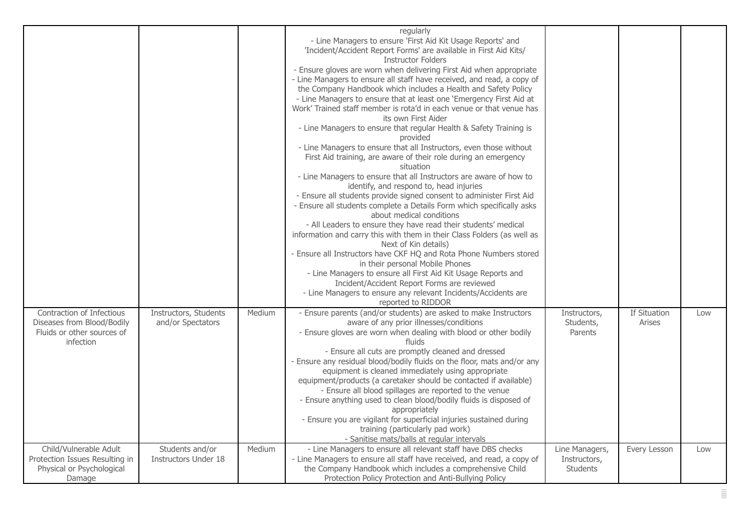| | | | | | | |
|---|---|---|---|---|---|---|
| | | | regularly<br>- Line Managers to ensure 'First Aid Kit Usage Reports' and 'Incident/Accident Report Forms' are available in First Aid Kits/ Instructor Folders<br>- Ensure gloves are worn when delivering First Aid when appropriate<br>- Line Managers to ensure all staff have received, and read, a copy of the Company Handbook which includes a Health and Safety Policy<br>- Line Managers to ensure that at least one 'Emergency First Aid at Work' Trained staff member is rota'd in each venue or that venue has its own First Aider<br>- Line Managers to ensure that regular Health & Safety Training is provided<br>- Line Managers to ensure that all Instructors, even those without First Aid training, are aware of their role during an emergency situation<br>- Line Managers to ensure that all Instructors are aware of how to identify, and respond to, head injuries<br>- Ensure all students provide signed consent to administer First Aid<br>- Ensure all students complete a Details Form which specifically asks about medical conditions<br>- All Leaders to ensure they have read their students' medical information and carry this with them in their Class Folders (as well as Next of Kin details)<br>- Ensure all Instructors have CKF HQ and Rota Phone Numbers stored in their personal Mobile Phones<br>- Line Managers to ensure all First Aid Kit Usage Reports and Incident/Accident Report Forms are reviewed<br>- Line Managers to ensure any relevant Incidents/Accidents are reported to RIDDOR | | | |
| Contraction of Infectious Diseases from Blood/Bodily Fluids or other sources of infection | Instructors, Students and/or Spectators | Medium | - Ensure parents (and/or students) are asked to make Instructors aware of any prior illnesses/conditions<br>- Ensure gloves are worn when dealing with blood or other bodily fluids<br>- Ensure all cuts are promptly cleaned and dressed<br>- Ensure any residual blood/bodily fluids on the floor, mats and/or any equipment is cleaned immediately using appropriate equipment/products (a caretaker should be contacted if available)<br>- Ensure all blood spillages are reported to the venue<br>- Ensure anything used to clean blood/bodily fluids is disposed of appropriately<br>- Ensure you are vigilant for superficial injuries sustained during training (particularly pad work)<br>- Sanitise mats/balls at regular intervals | Instructors, Students, Parents | If Situation Arises | Low |
| Child/Vulnerable Adult Protection Issues Resulting in Physical or Psychological Damage | Students and/or Instructors Under 18 | Medium | - Line Managers to ensure all relevant staff have DBS checks<br>- Line Managers to ensure all staff have received, and read, a copy of the Company Handbook which includes a comprehensive Child Protection Policy Protection and Anti-Bullying Policy | Line Managers, Instructors, Students | Every Lesson | Low |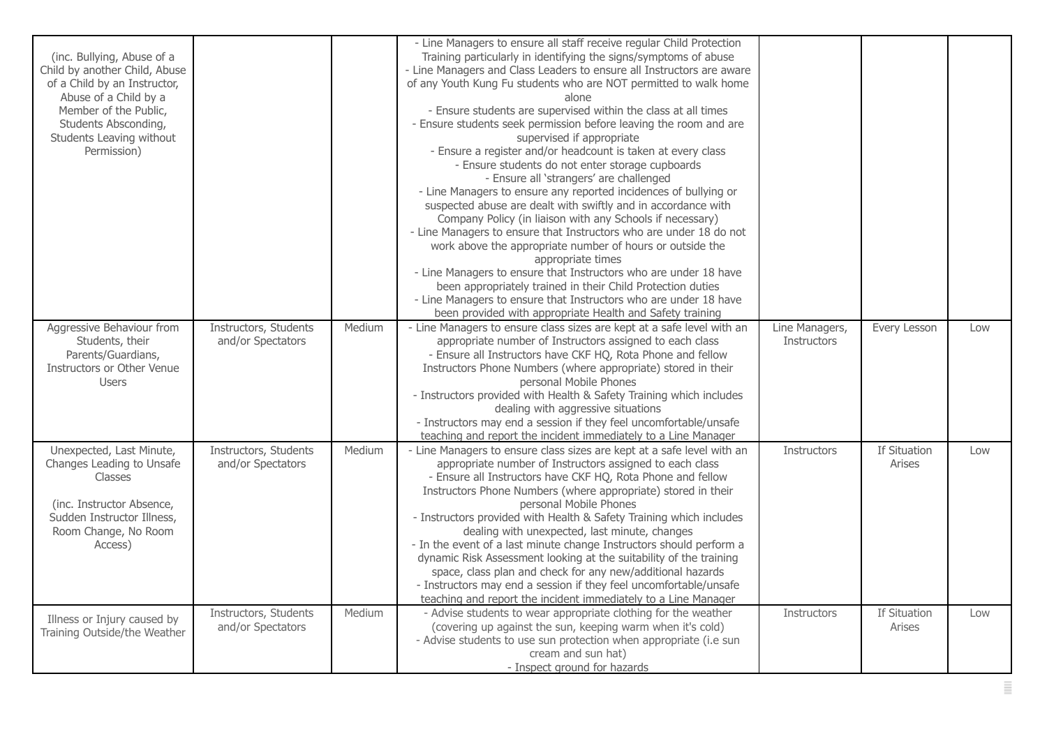| | | | | | | |
|---|---|---|---|---|---|---|
| (inc. Bullying, Abuse of a Child by another Child, Abuse of a Child by an Instructor, Abuse of a Child by a Member of the Public, Students Absconding, Students Leaving without Permission) | | | - Line Managers to ensure all staff receive regular Child Protection Training particularly in identifying the signs/symptoms of abuse<br>- Line Managers and Class Leaders to ensure all Instructors are aware of any Youth Kung Fu students who are NOT permitted to walk home alone<br>- Ensure students are supervised within the class at all times<br>- Ensure students seek permission before leaving the room and are supervised if appropriate<br>- Ensure a register and/or headcount is taken at every class<br>- Ensure students do not enter storage cupboards<br>- Ensure all 'strangers' are challenged<br>- Line Managers to ensure any reported incidences of bullying or suspected abuse are dealt with swiftly and in accordance with Company Policy (in liaison with any Schools if necessary)<br>- Line Managers to ensure that Instructors who are under 18 do not work above the appropriate number of hours or outside the appropriate times<br>- Line Managers to ensure that Instructors who are under 18 have been appropriately trained in their Child Protection duties<br>- Line Managers to ensure that Instructors who are under 18 have been provided with appropriate Health and Safety training | | | |
| Aggressive Behaviour from Students, their Parents/Guardians, Instructors or Other Venue Users | Instructors, Students and/or Spectators | Medium | - Line Managers to ensure class sizes are kept at a safe level with an appropriate number of Instructors assigned to each class<br>- Ensure all Instructors have CKF HQ, Rota Phone and fellow Instructors Phone Numbers (where appropriate) stored in their personal Mobile Phones<br>- Instructors provided with Health & Safety Training which includes dealing with aggressive situations<br>- Instructors may end a session if they feel uncomfortable/unsafe teaching and report the incident immediately to a Line Manager | Line Managers, Instructors | Every Lesson | Low |
| Unexpected, Last Minute, Changes Leading to Unsafe Classes<br><br>(inc. Instructor Absence, Sudden Instructor Illness, Room Change, No Room Access) | Instructors, Students and/or Spectators | Medium | - Line Managers to ensure class sizes are kept at a safe level with an appropriate number of Instructors assigned to each class<br>- Ensure all Instructors have CKF HQ, Rota Phone and fellow Instructors Phone Numbers (where appropriate) stored in their personal Mobile Phones<br>- Instructors provided with Health & Safety Training which includes dealing with unexpected, last minute, changes<br>- In the event of a last minute change Instructors should perform a dynamic Risk Assessment looking at the suitability of the training space, class plan and check for any new/additional hazards<br>- Instructors may end a session if they feel uncomfortable/unsafe teaching and report the incident immediately to a Line Manager | Instructors | If Situation Arises | Low |
| Illness or Injury caused by Training Outside/the Weather | Instructors, Students and/or Spectators | Medium | - Advise students to wear appropriate clothing for the weather (covering up against the sun, keeping warm when it's cold)<br>- Advise students to use sun protection when appropriate (i.e sun cream and sun hat)<br>- Inspect ground for hazards | Instructors | If Situation Arises | Low |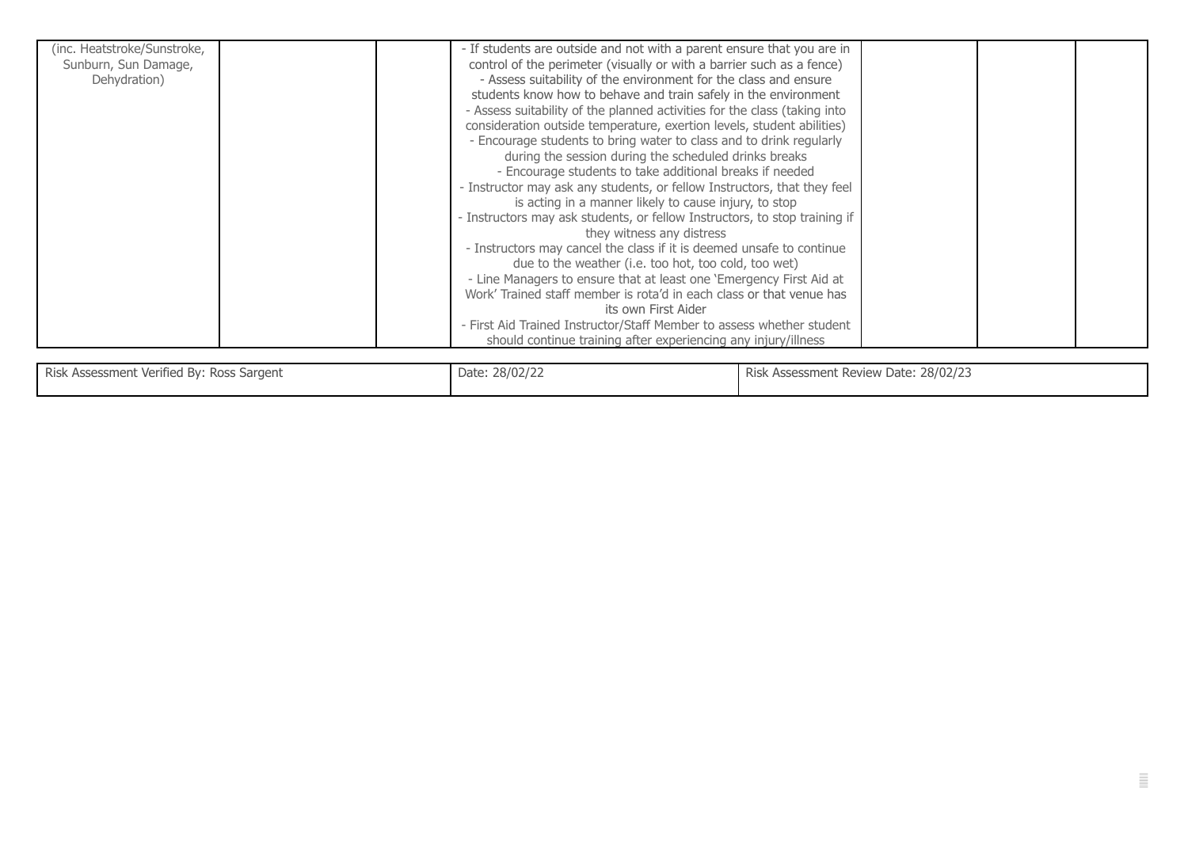| | | | | | | |
|---|---|---|---|---|---|---|
| (inc. Heatstroke/Sunstroke, Sunburn, Sun Damage, Dehydration) | | | - If students are outside and not with a parent ensure that you are in control of the perimeter (visually or with a barrier such as a fence)<br>- Assess suitability of the environment for the class and ensure students know how to behave and train safely in the environment<br>- Assess suitability of the planned activities for the class (taking into consideration outside temperature, exertion levels, student abilities)<br>- Encourage students to bring water to class and to drink regularly during the session during the scheduled drinks breaks<br>- Encourage students to take additional breaks if needed<br>- Instructor may ask any students, or fellow Instructors, that they feel is acting in a manner likely to cause injury, to stop<br>- Instructors may ask students, or fellow Instructors, to stop training if they witness any distress<br>- Instructors may cancel the class if it is deemed unsafe to continue due to the weather (i.e. too hot, too cold, too wet)<br>- Line Managers to ensure that at least one 'Emergency First Aid at Work' Trained staff member is rota'd in each class or that venue has its own First Aider<br>- First Aid Trained Instructor/Staff Member to assess whether student should continue training after experiencing any injury/illness | | | |

| | | |
|---|---|---|
| Risk Assessment Verified By: Ross Sargent | Date: 28/02/22 | Risk Assessment Review Date: 28/02/23 |